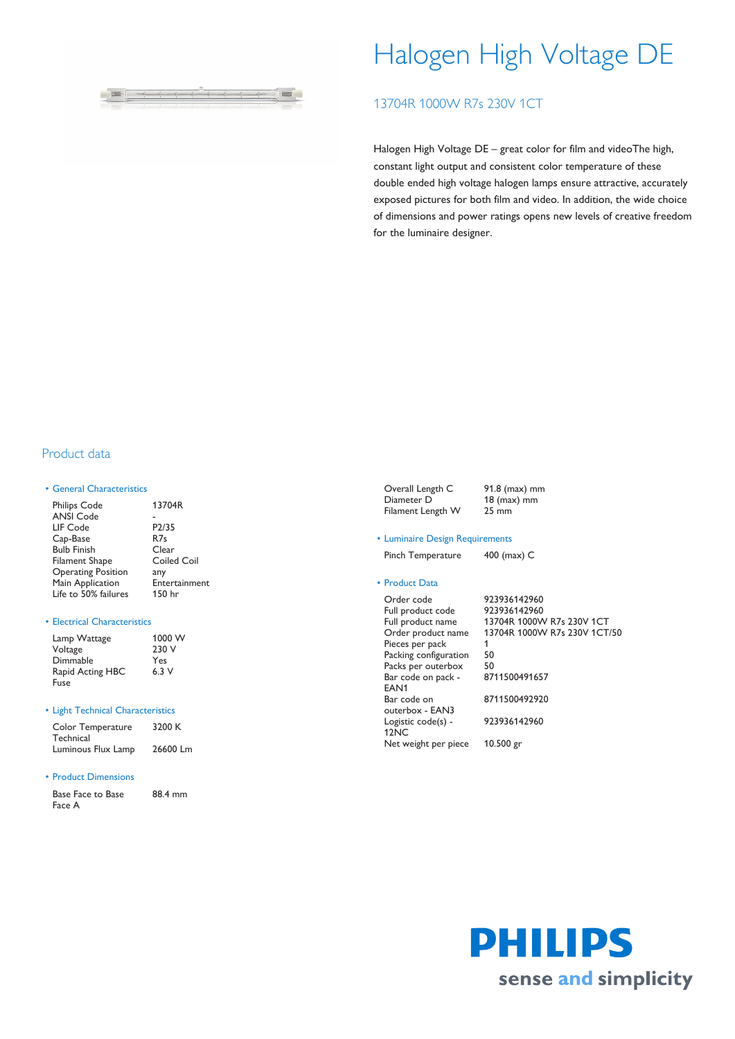# Halogen High Voltage DE

## 13704R 1000W R7s 230V 1CT

Halogen High Voltage DE – great color for film and videoThe high, constant light output and consistent color temperature of these double ended high voltage halogen lamps ensure attractive, accurately exposed pictures for both film and video. In addition, the wide choice of dimensions and power ratings opens new levels of creative freedom for the luminaire designer.

## Product data

### • General Characteristics

| | |
|---|---|
| Philips Code | 13704R |
| ANSI Code | - |
| LIF Code | P2/35 |
| Cap-Base | R7s |
| Bulb Finish | Clear |
| Filament Shape | Coiled Coil |
| Operating Position | any |
| Main Application | Entertainment |
| Life to 50% failures | 150 hr |

### • Electrical Characteristics

| | |
|---|---|
| Lamp Wattage | 1000 W |
| Voltage | 230 V |
| Dimmable | Yes |
| Rapid Acting HBC Fuse | 6.3 V |

### • Light Technical Characteristics

| | |
|---|---|
| Color Temperature Technical | 3200 K |
| Luminous Flux Lamp | 26600 Lm |

### • Product Dimensions

| | |
|---|---|
| Base Face to Base Face A | 88.4 mm |
| Overall Length C | 91.8 (max) mm |
| Diameter D | 18 (max) mm |
| Filament Length W | 25 mm |

### • Luminaire Design Requirements

| | |
|---|---|
| Pinch Temperature | 400 (max) C |

### • Product Data

| | |
|---|---|
| Order code | 923936142960 |
| Full product code | 923936142960 |
| Full product name | 13704R 1000W R7s 230V 1CT |
| Order product name | 13704R 1000W R7s 230V 1CT/50 |
| Pieces per pack | 1 |
| Packing configuration | 50 |
| Packs per outerbox | 50 |
| Bar code on pack - EAN1 | 8711500491657 |
| Bar code on outerbox - EAN3 | 8711500492920 |
| Logistic code(s) - 12NC | 923936142960 |
| Net weight per piece | 10.500 gr |

PHILIPS
sense and simplicity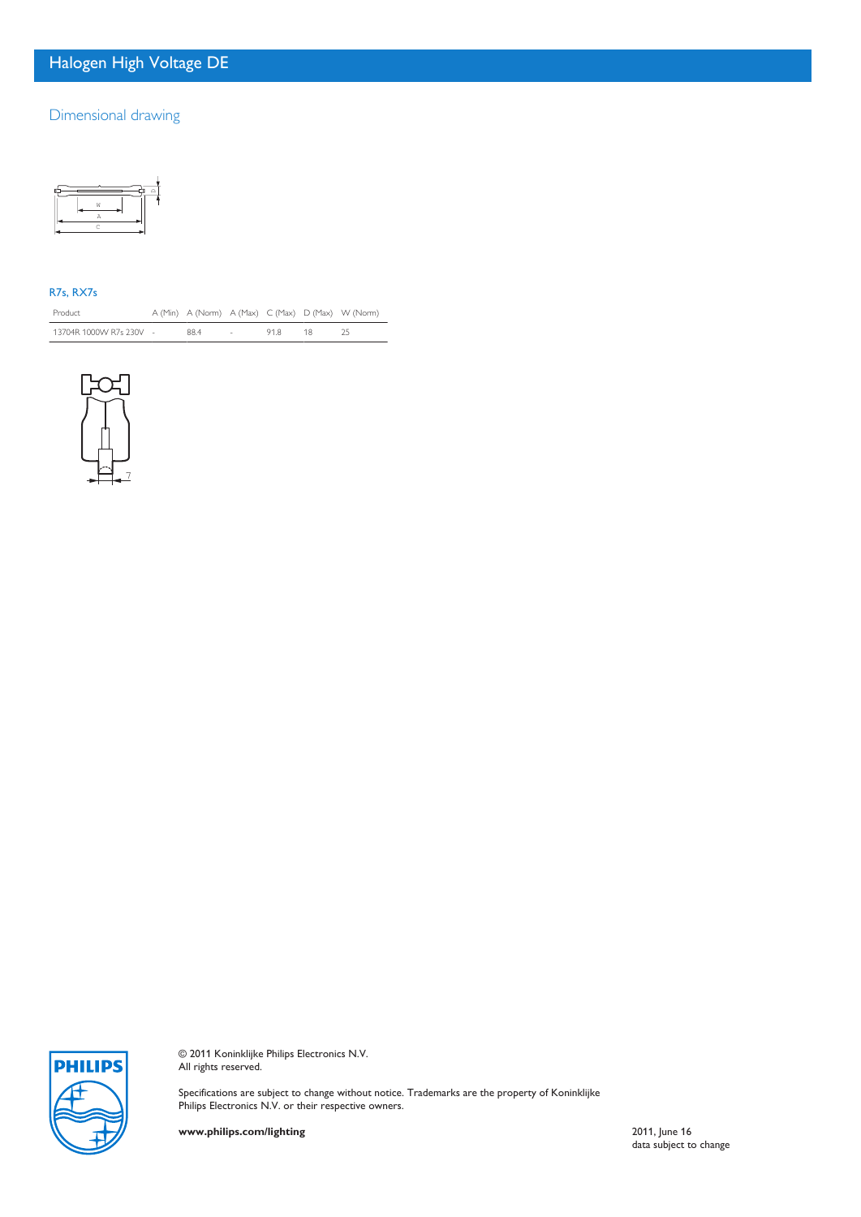# Halogen High Voltage DE

## Dimensional drawing

W

A

C

D

### R7s, RX7s

| Product | A (Min) | A (Norm) | A (Max) | C (Max) | D (Max) | W (Norm) |
|---|---|---|---|---|---|---|
| 13704R 1000W R7s 230V | - | 88.4 | - | 91.8 | 18 | 25 |

7

© 2011 Koninklijke Philips Electronics N.V.
All rights reserved.

Specifications are subject to change without notice. Trademarks are the property of Koninklijke Philips Electronics N.V. or their respective owners.

**www.philips.com/lighting**

2011, June 16
data subject to change